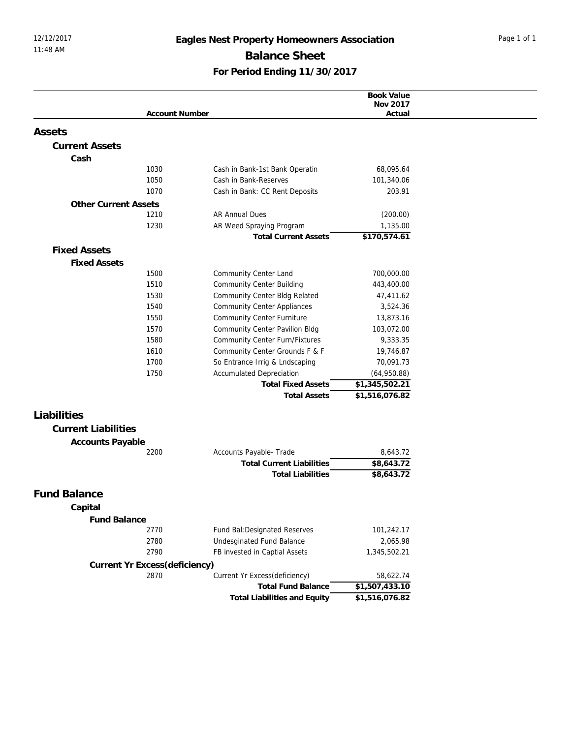# Eagles Nest Property Homeowners Association

## Balance Sheet

### For Period Ending 11/30/2017

| Account Number | | Book Value Nov 2017 Actual |
|---|---|---|
| **Assets** | | |
| **Current Assets** | | |
| **Cash** | | |
| 1030 | Cash in Bank-1st Bank Operatin | 68,095.64 |
| 1050 | Cash in Bank-Reserves | 101,340.06 |
| 1070 | Cash in Bank: CC Rent Deposits | 203.91 |
| **Other Current Assets** | | |
| 1210 | AR Annual Dues | (200.00) |
| 1230 | AR Weed Spraying Program | 1,135.00 |
| | **Total Current Assets** | **$170,574.61** |
| **Fixed Assets** | | |
| **Fixed Assets** | | |
| 1500 | Community Center Land | 700,000.00 |
| 1510 | Community Center Building | 443,400.00 |
| 1530 | Community Center Bldg Related | 47,411.62 |
| 1540 | Community Center Appliances | 3,524.36 |
| 1550 | Community Center Furniture | 13,873.16 |
| 1570 | Community Center Pavilion Bldg | 103,072.00 |
| 1580 | Community Center Furn/Fixtures | 9,333.35 |
| 1610 | Community Center Grounds F & F | 19,746.87 |
| 1700 | So Entrance Irrig & Lndscaping | 70,091.73 |
| 1750 | Accumulated Depreciation | (64,950.88) |
| | **Total Fixed Assets** | **$1,345,502.21** |
| | **Total Assets** | **$1,516,076.82** |
| **Liabilities** | | |
| **Current Liabilities** | | |
| **Accounts Payable** | | |
| 2200 | Accounts Payable- Trade | 8,643.72 |
| | **Total Current Liabilities** | **$8,643.72** |
| | **Total Liabilities** | **$8,643.72** |
| **Fund Balance** | | |
| **Capital** | | |
| **Fund Balance** | | |
| 2770 | Fund Bal:Designated Reserves | 101,242.17 |
| 2780 | Undesginated Fund Balance | 2,065.98 |
| 2790 | FB invested in Captial Assets | 1,345,502.21 |
| **Current Yr Excess(deficiency)** | | |
| 2870 | Current Yr Excess(deficiency) | 58,622.74 |
| | **Total Fund Balance** | **$1,507,433.10** |
| | **Total Liabilities and Equity** | **$1,516,076.82** |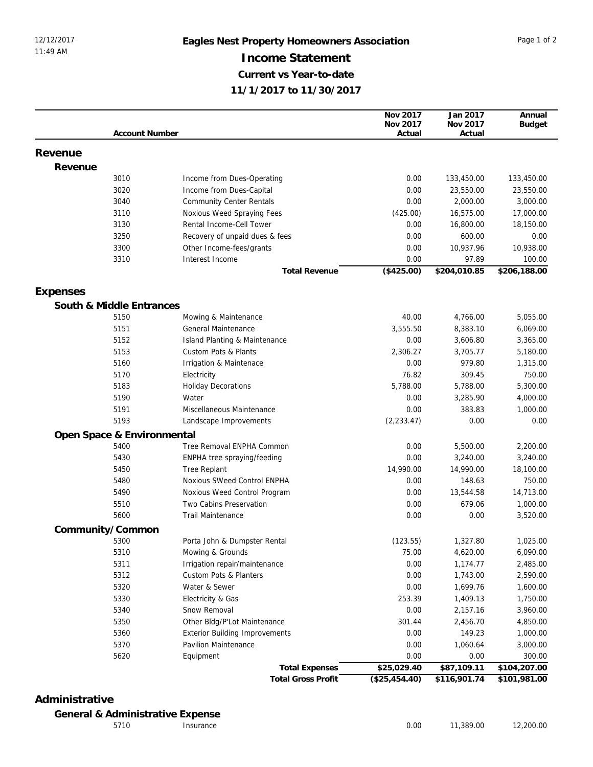12/12/2017
11:49 AM

# Eagles Nest Property Homeowners Association

## Income Statement

### Current vs Year-to-date

### 11/1/2017 to 11/30/2017

| Account Number | | Nov 2017 Nov 2017 Actual | Jan 2017 Nov 2017 Actual | Annual Budget |
|---|---|---|---|---|
| **Revenue** | | | | |
| **Revenue** | | | | |
| 3010 | Income from Dues-Operating | 0.00 | 133,450.00 | 133,450.00 |
| 3020 | Income from Dues-Capital | 0.00 | 23,550.00 | 23,550.00 |
| 3040 | Community Center Rentals | 0.00 | 2,000.00 | 3,000.00 |
| 3110 | Noxious Weed Spraying Fees | (425.00) | 16,575.00 | 17,000.00 |
| 3130 | Rental Income-Cell Tower | 0.00 | 16,800.00 | 18,150.00 |
| 3250 | Recovery of unpaid dues & fees | 0.00 | 600.00 | 0.00 |
| 3300 | Other Income-fees/grants | 0.00 | 10,937.96 | 10,938.00 |
| 3310 | Interest Income | 0.00 | 97.89 | 100.00 |
| | **Total Revenue** | **($425.00)** | **$204,010.85** | **$206,188.00** |
| **Expenses** | | | | |
| **South & Middle Entrances** | | | | |
| 5150 | Mowing & Maintenance | 40.00 | 4,766.00 | 5,055.00 |
| 5151 | General Maintenance | 3,555.50 | 8,383.10 | 6,069.00 |
| 5152 | Island Planting & Maintenance | 0.00 | 3,606.80 | 3,365.00 |
| 5153 | Custom Pots & Plants | 2,306.27 | 3,705.77 | 5,180.00 |
| 5160 | Irrigation & Maintenace | 0.00 | 979.80 | 1,315.00 |
| 5170 | Electricity | 76.82 | 309.45 | 750.00 |
| 5183 | Holiday Decorations | 5,788.00 | 5,788.00 | 5,300.00 |
| 5190 | Water | 0.00 | 3,285.90 | 4,000.00 |
| 5191 | Miscellaneous Maintenance | 0.00 | 383.83 | 1,000.00 |
| 5193 | Landscape Improvements | (2,233.47) | 0.00 | 0.00 |
| **Open Space & Environmental** | | | | |
| 5400 | Tree Removal ENPHA Common | 0.00 | 5,500.00 | 2,200.00 |
| 5430 | ENPHA tree spraying/feeding | 0.00 | 3,240.00 | 3,240.00 |
| 5450 | Tree Replant | 14,990.00 | 14,990.00 | 18,100.00 |
| 5480 | Noxious SWeed Control ENPHA | 0.00 | 148.63 | 750.00 |
| 5490 | Noxious Weed Control Program | 0.00 | 13,544.58 | 14,713.00 |
| 5510 | Two Cabins Preservation | 0.00 | 679.06 | 1,000.00 |
| 5600 | Trail Maintenance | 0.00 | 0.00 | 3,520.00 |
| **Community/Common** | | | | |
| 5300 | Porta John & Dumpster Rental | (123.55) | 1,327.80 | 1,025.00 |
| 5310 | Mowing & Grounds | 75.00 | 4,620.00 | 6,090.00 |
| 5311 | Irrigation repair/maintenance | 0.00 | 1,174.77 | 2,485.00 |
| 5312 | Custom Pots & Planters | 0.00 | 1,743.00 | 2,590.00 |
| 5320 | Water & Sewer | 0.00 | 1,699.76 | 1,600.00 |
| 5330 | Electricity & Gas | 253.39 | 1,409.13 | 1,750.00 |
| 5340 | Snow Removal | 0.00 | 2,157.16 | 3,960.00 |
| 5350 | Other Bldg/P'Lot Maintenance | 301.44 | 2,456.70 | 4,850.00 |
| 5360 | Exterior Building Improvements | 0.00 | 149.23 | 1,000.00 |
| 5370 | Pavilion Maintenance | 0.00 | 1,060.64 | 3,000.00 |
| 5620 | Equipment | 0.00 | 0.00 | 300.00 |
| | **Total Expenses** | **$25,029.40** | **$87,109.11** | **$104,207.00** |
| | **Total Gross Profit** | **($25,454.40)** | **$116,901.74** | **$101,981.00** |
| **Administrative** | | | | |
| **General & Administrative Expense** | | | | |
| 5710 | Insurance | 0.00 | 11,389.00 | 12,200.00 |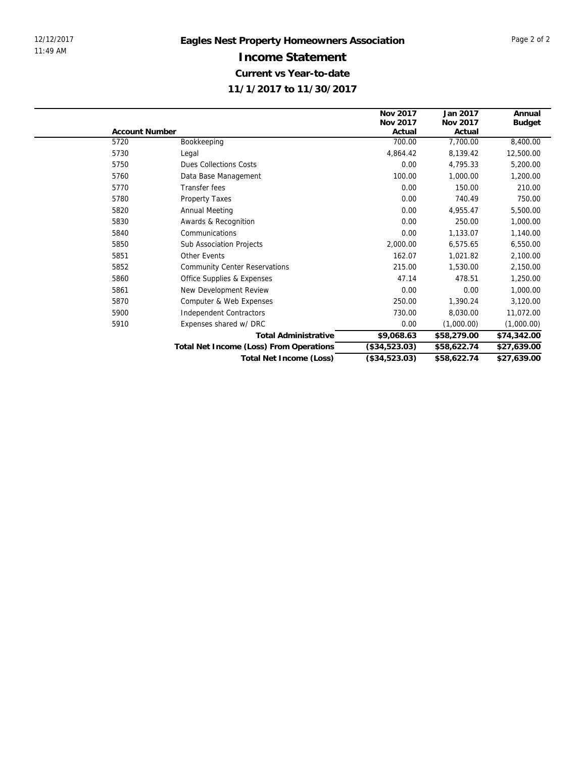# Eagles Nest Property Homeowners Association

## Income Statement

### Current vs Year-to-date

### 11/1/2017 to 11/30/2017

| Account Number | | Nov 2017 Nov 2017 Actual | Jan 2017 Nov 2017 Actual | Annual Budget |
|---|---|---|---|---|
| 5720 | Bookkeeping | 700.00 | 7,700.00 | 8,400.00 |
| 5730 | Legal | 4,864.42 | 8,139.42 | 12,500.00 |
| 5750 | Dues Collections Costs | 0.00 | 4,795.33 | 5,200.00 |
| 5760 | Data Base Management | 100.00 | 1,000.00 | 1,200.00 |
| 5770 | Transfer fees | 0.00 | 150.00 | 210.00 |
| 5780 | Property Taxes | 0.00 | 740.49 | 750.00 |
| 5820 | Annual Meeting | 0.00 | 4,955.47 | 5,500.00 |
| 5830 | Awards & Recognition | 0.00 | 250.00 | 1,000.00 |
| 5840 | Communications | 0.00 | 1,133.07 | 1,140.00 |
| 5850 | Sub Association Projects | 2,000.00 | 6,575.65 | 6,550.00 |
| 5851 | Other Events | 162.07 | 1,021.82 | 2,100.00 |
| 5852 | Community Center Reservations | 215.00 | 1,530.00 | 2,150.00 |
| 5860 | Office Supplies & Expenses | 47.14 | 478.51 | 1,250.00 |
| 5861 | New Development Review | 0.00 | 0.00 | 1,000.00 |
| 5870 | Computer & Web Expenses | 250.00 | 1,390.24 | 3,120.00 |
| 5900 | Independent Contractors | 730.00 | 8,030.00 | 11,072.00 |
| 5910 | Expenses shared w/ DRC | 0.00 | (1,000.00) | (1,000.00) |
| | **Total Administrative** | **$9,068.63** | **$58,279.00** | **$74,342.00** |
| | **Total Net Income (Loss) From Operations** | **($34,523.03)** | **$58,622.74** | **$27,639.00** |
| | **Total Net Income (Loss)** | **($34,523.03)** | **$58,622.74** | **$27,639.00** |